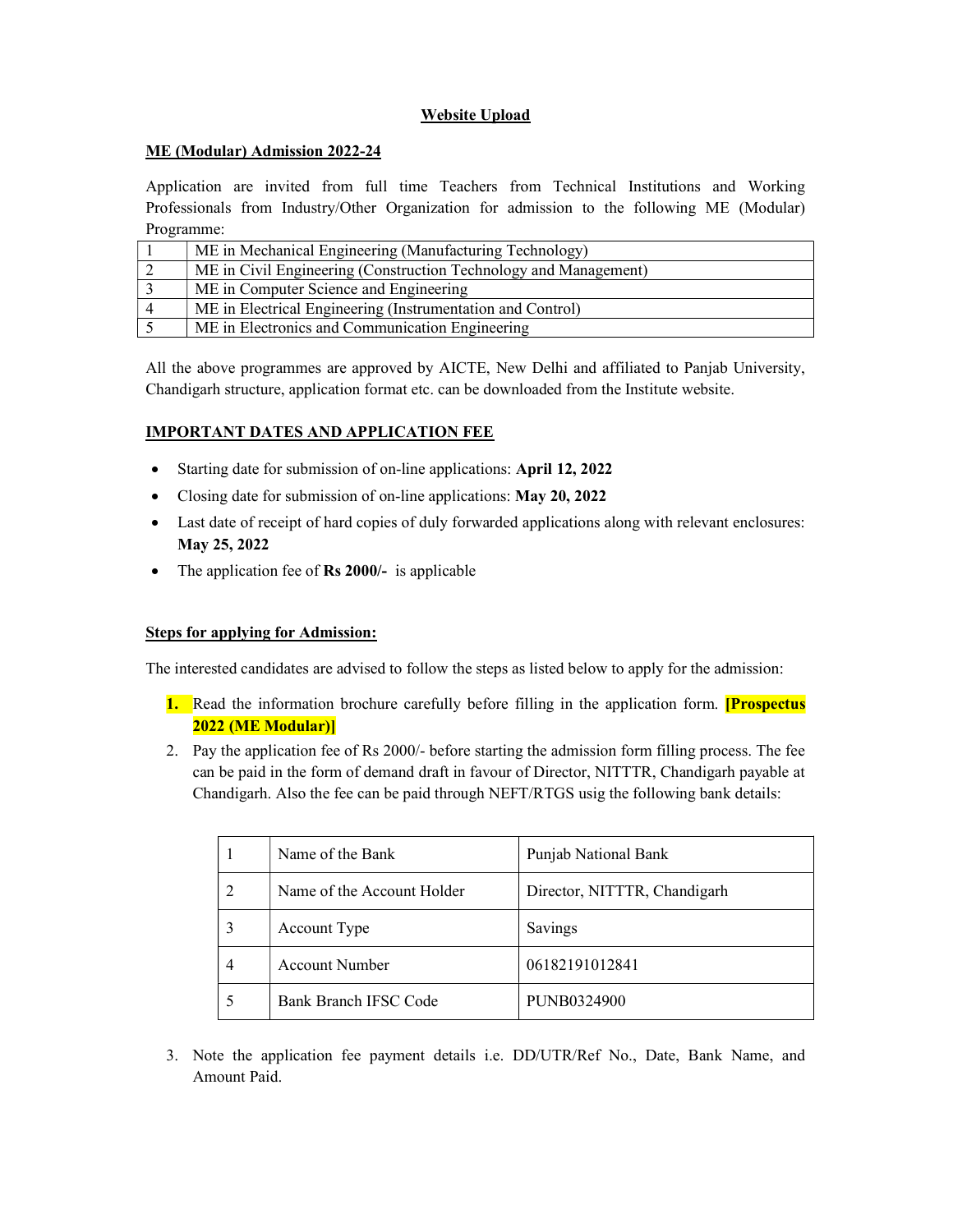## Website Upload

### ME (Modular) Admission 2022-24

Application are invited from full time Teachers from Technical Institutions and Working Professionals from Industry/Other Organization for admission to the following ME (Modular) Programme:

| | |
|---|---|
| 1 | ME in Mechanical Engineering (Manufacturing Technology) |
| 2 | ME in Civil Engineering (Construction Technology and Management) |
| 3 | ME in Computer Science and Engineering |
| 4 | ME in Electrical Engineering (Instrumentation and Control) |
| 5 | ME in Electronics and Communication Engineering |

All the above programmes are approved by AICTE, New Delhi and affiliated to Panjab University, Chandigarh structure, application format etc. can be downloaded from the Institute website.

### IMPORTANT DATES AND APPLICATION FEE

- Starting date for submission of on-line applications: **April 12, 2022**
- Closing date for submission of on-line applications: **May 20, 2022**
- Last date of receipt of hard copies of duly forwarded applications along with relevant enclosures: **May 25, 2022**
- The application fee of **Rs 2000/-** is applicable

### Steps for applying for Admission:

The interested candidates are advised to follow the steps as listed below to apply for the admission:

1. Read the information brochure carefully before filling in the application form. **[Prospectus 2022 (ME Modular)]**
2. Pay the application fee of Rs 2000/- before starting the admission form filling process. The fee can be paid in the form of demand draft in favour of Director, NITTTR, Chandigarh payable at Chandigarh. Also the fee can be paid through NEFT/RTGS usig the following bank details:

| | | |
|---|---|---|
| 1 | Name of the Bank | Punjab National Bank |
| 2 | Name of the Account Holder | Director, NITTTR, Chandigarh |
| 3 | Account Type | Savings |
| 4 | Account Number | 06182191012841 |
| 5 | Bank Branch IFSC Code | PUNB0324900 |

3. Note the application fee payment details i.e. DD/UTR/Ref No., Date, Bank Name, and Amount Paid.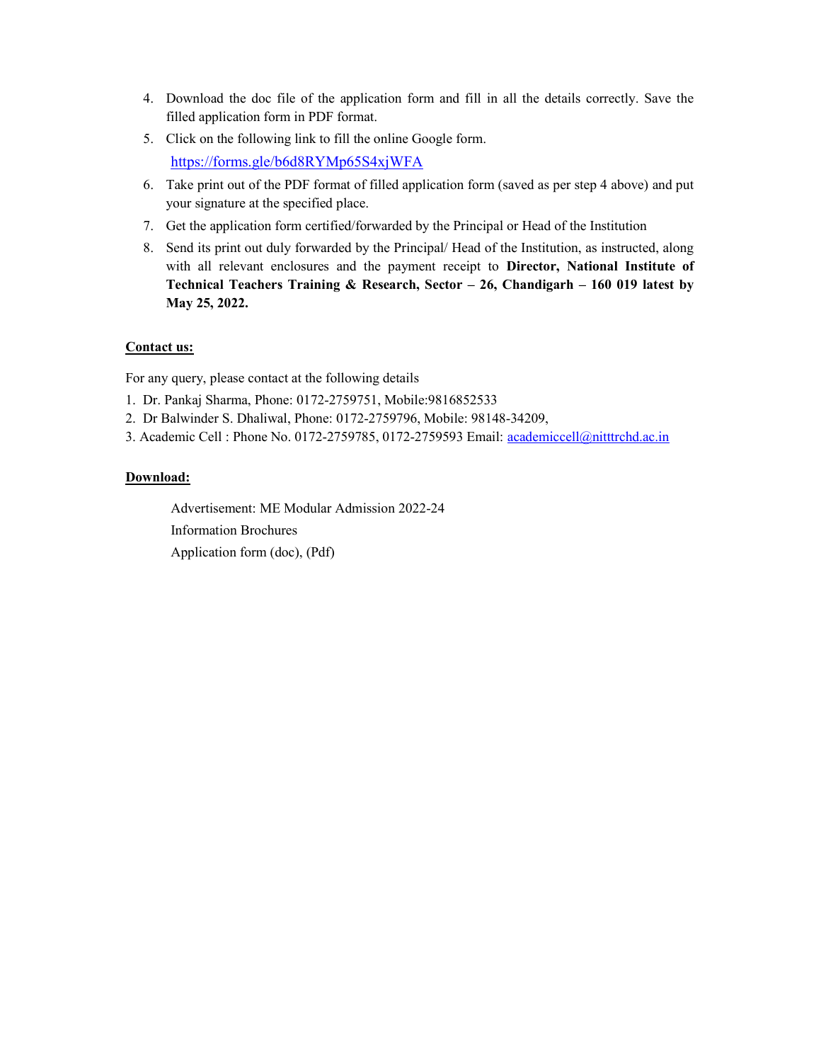4. Download the doc file of the application form and fill in all the details correctly. Save the filled application form in PDF format.
5. Click on the following link to fill the online Google form.
   https://forms.gle/b6d8RYMp65S4xjWFA
6. Take print out of the PDF format of filled application form (saved as per step 4 above) and put your signature at the specified place.
7. Get the application form certified/forwarded by the Principal or Head of the Institution
8. Send its print out duly forwarded by the Principal/ Head of the Institution, as instructed, along with all relevant enclosures and the payment receipt to **Director, National Institute of Technical Teachers Training & Research, Sector – 26, Chandigarh – 160 019 latest by May 25, 2022.**

**Contact us:**

For any query, please contact at the following details

1. Dr. Pankaj Sharma, Phone: 0172-2759751, Mobile:9816852533
2. Dr Balwinder S. Dhaliwal, Phone: 0172-2759796, Mobile: 98148-34209,
3. Academic Cell : Phone No. 0172-2759785, 0172-2759593 Email: academiccell@nitttrchd.ac.in

**Download:**

Advertisement: ME Modular Admission 2022-24

Information Brochures

Application form (doc), (Pdf)